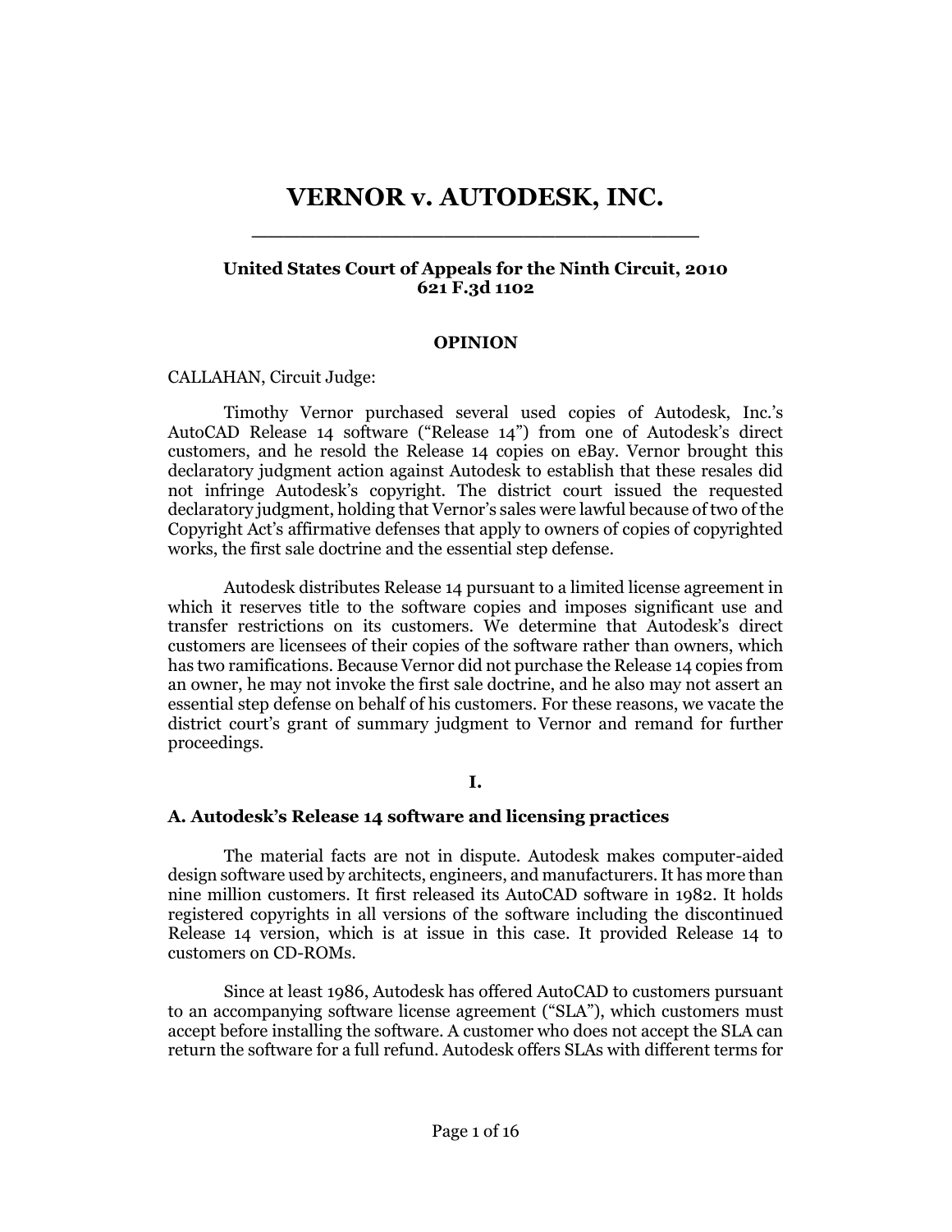# VERNOR v. AUTODESK, INC.

**United States Court of Appeals for the Ninth Circuit, 2010**
**621 F.3d 1102**

**OPINION**

CALLAHAN, Circuit Judge:

Timothy Vernor purchased several used copies of Autodesk, Inc.'s AutoCAD Release 14 software ("Release 14") from one of Autodesk's direct customers, and he resold the Release 14 copies on eBay. Vernor brought this declaratory judgment action against Autodesk to establish that these resales did not infringe Autodesk's copyright. The district court issued the requested declaratory judgment, holding that Vernor's sales were lawful because of two of the Copyright Act's affirmative defenses that apply to owners of copies of copyrighted works, the first sale doctrine and the essential step defense.

Autodesk distributes Release 14 pursuant to a limited license agreement in which it reserves title to the software copies and imposes significant use and transfer restrictions on its customers. We determine that Autodesk's direct customers are licensees of their copies of the software rather than owners, which has two ramifications. Because Vernor did not purchase the Release 14 copies from an owner, he may not invoke the first sale doctrine, and he also may not assert an essential step defense on behalf of his customers. For these reasons, we vacate the district court's grant of summary judgment to Vernor and remand for further proceedings.

**I.**

### A. Autodesk's Release 14 software and licensing practices

The material facts are not in dispute. Autodesk makes computer-aided design software used by architects, engineers, and manufacturers. It has more than nine million customers. It first released its AutoCAD software in 1982. It holds registered copyrights in all versions of the software including the discontinued Release 14 version, which is at issue in this case. It provided Release 14 to customers on CD-ROMs.

Since at least 1986, Autodesk has offered AutoCAD to customers pursuant to an accompanying software license agreement ("SLA"), which customers must accept before installing the software. A customer who does not accept the SLA can return the software for a full refund. Autodesk offers SLAs with different terms for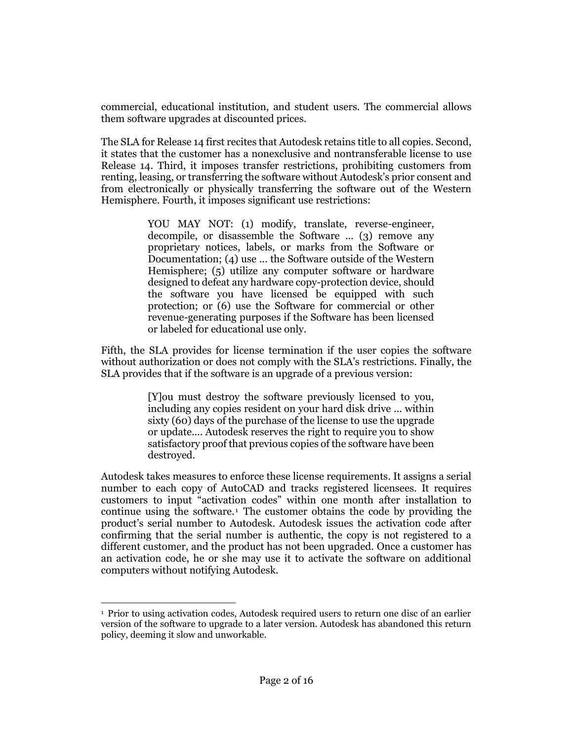commercial, educational institution, and student users. The commercial allows them software upgrades at discounted prices.

The SLA for Release 14 first recites that Autodesk retains title to all copies. Second, it states that the customer has a nonexclusive and nontransferable license to use Release 14. Third, it imposes transfer restrictions, prohibiting customers from renting, leasing, or transferring the software without Autodesk's prior consent and from electronically or physically transferring the software out of the Western Hemisphere. Fourth, it imposes significant use restrictions:

> YOU MAY NOT: (1) modify, translate, reverse-engineer, decompile, or disassemble the Software ... (3) remove any proprietary notices, labels, or marks from the Software or Documentation; (4) use ... the Software outside of the Western Hemisphere; (5) utilize any computer software or hardware designed to defeat any hardware copy-protection device, should the software you have licensed be equipped with such protection; or (6) use the Software for commercial or other revenue-generating purposes if the Software has been licensed or labeled for educational use only.

Fifth, the SLA provides for license termination if the user copies the software without authorization or does not comply with the SLA's restrictions. Finally, the SLA provides that if the software is an upgrade of a previous version:

> [Y]ou must destroy the software previously licensed to you, including any copies resident on your hard disk drive ... within sixty (60) days of the purchase of the license to use the upgrade or update.... Autodesk reserves the right to require you to show satisfactory proof that previous copies of the software have been destroyed.

Autodesk takes measures to enforce these license requirements. It assigns a serial number to each copy of AutoCAD and tracks registered licensees. It requires customers to input "activation codes" within one month after installation to continue using the software.[1] The customer obtains the code by providing the product's serial number to Autodesk. Autodesk issues the activation code after confirming that the serial number is authentic, the copy is not registered to a different customer, and the product has not been upgraded. Once a customer has an activation code, he or she may use it to activate the software on additional computers without notifying Autodesk.

---

[1] Prior to using activation codes, Autodesk required users to return one disc of an earlier version of the software to upgrade to a later version. Autodesk has abandoned this return policy, deeming it slow and unworkable.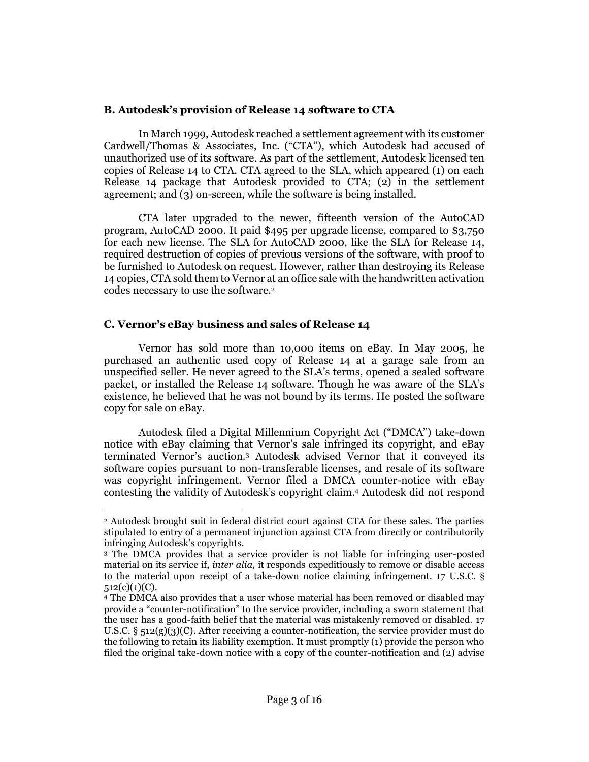### B. Autodesk's provision of Release 14 software to CTA

In March 1999, Autodesk reached a settlement agreement with its customer Cardwell/Thomas & Associates, Inc. ("CTA"), which Autodesk had accused of unauthorized use of its software. As part of the settlement, Autodesk licensed ten copies of Release 14 to CTA. CTA agreed to the SLA, which appeared (1) on each Release 14 package that Autodesk provided to CTA; (2) in the settlement agreement; and (3) on-screen, while the software is being installed.

CTA later upgraded to the newer, fifteenth version of the AutoCAD program, AutoCAD 2000. It paid $495 per upgrade license, compared to $3,750 for each new license. The SLA for AutoCAD 2000, like the SLA for Release 14, required destruction of copies of previous versions of the software, with proof to be furnished to Autodesk on request. However, rather than destroying its Release 14 copies, CTA sold them to Vernor at an office sale with the handwritten activation codes necessary to use the software.[2]

### C. Vernor's eBay business and sales of Release 14

Vernor has sold more than 10,000 items on eBay. In May 2005, he purchased an authentic used copy of Release 14 at a garage sale from an unspecified seller. He never agreed to the SLA's terms, opened a sealed software packet, or installed the Release 14 software. Though he was aware of the SLA's existence, he believed that he was not bound by its terms. He posted the software copy for sale on eBay.

Autodesk filed a Digital Millennium Copyright Act ("DMCA") take-down notice with eBay claiming that Vernor's sale infringed its copyright, and eBay terminated Vernor's auction.[3] Autodesk advised Vernor that it conveyed its software copies pursuant to non-transferable licenses, and resale of its software was copyright infringement. Vernor filed a DMCA counter-notice with eBay contesting the validity of Autodesk's copyright claim.[4] Autodesk did not respond

---

[2] Autodesk brought suit in federal district court against CTA for these sales. The parties stipulated to entry of a permanent injunction against CTA from directly or contributorily infringing Autodesk's copyrights.

[3] The DMCA provides that a service provider is not liable for infringing user-posted material on its service if, *inter alia,* it responds expeditiously to remove or disable access to the material upon receipt of a take-down notice claiming infringement. 17 U.S.C. § 512(c)(1)(C).

[4] The DMCA also provides that a user whose material has been removed or disabled may provide a "counter-notification" to the service provider, including a sworn statement that the user has a good-faith belief that the material was mistakenly removed or disabled. 17 U.S.C. § 512(g)(3)(C). After receiving a counter-notification, the service provider must do the following to retain its liability exemption. It must promptly (1) provide the person who filed the original take-down notice with a copy of the counter-notification and (2) advise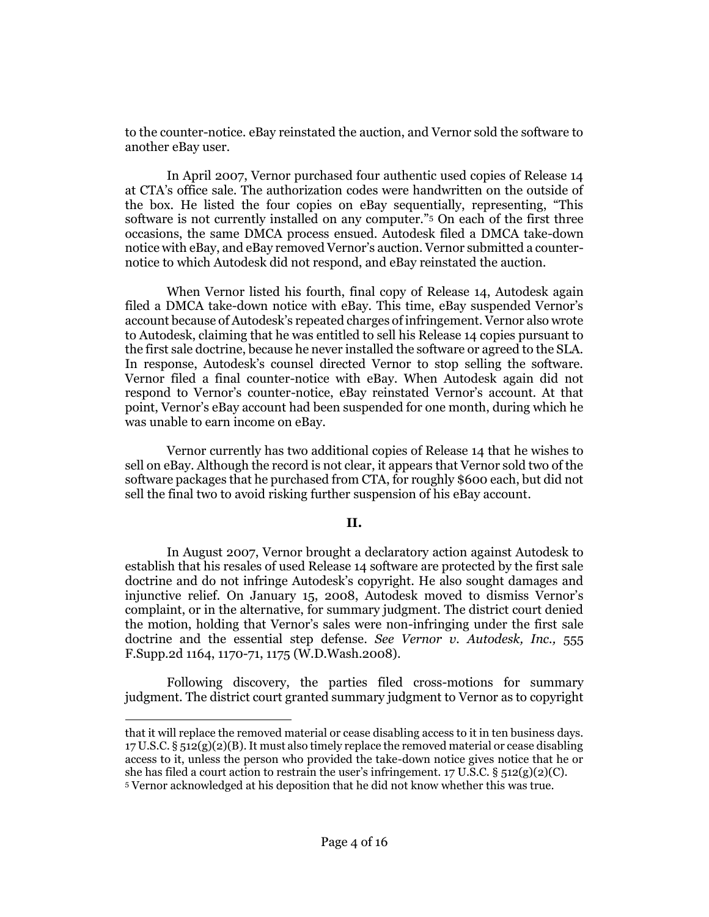to the counter-notice. eBay reinstated the auction, and Vernor sold the software to another eBay user.

In April 2007, Vernor purchased four authentic used copies of Release 14 at CTA's office sale. The authorization codes were handwritten on the outside of the box. He listed the four copies on eBay sequentially, representing, "This software is not currently installed on any computer."[5] On each of the first three occasions, the same DMCA process ensued. Autodesk filed a DMCA take-down notice with eBay, and eBay removed Vernor's auction. Vernor submitted a counter-notice to which Autodesk did not respond, and eBay reinstated the auction.

When Vernor listed his fourth, final copy of Release 14, Autodesk again filed a DMCA take-down notice with eBay. This time, eBay suspended Vernor's account because of Autodesk's repeated charges of infringement. Vernor also wrote to Autodesk, claiming that he was entitled to sell his Release 14 copies pursuant to the first sale doctrine, because he never installed the software or agreed to the SLA. In response, Autodesk's counsel directed Vernor to stop selling the software. Vernor filed a final counter-notice with eBay. When Autodesk again did not respond to Vernor's counter-notice, eBay reinstated Vernor's account. At that point, Vernor's eBay account had been suspended for one month, during which he was unable to earn income on eBay.

Vernor currently has two additional copies of Release 14 that he wishes to sell on eBay. Although the record is not clear, it appears that Vernor sold two of the software packages that he purchased from CTA, for roughly $600 each, but did not sell the final two to avoid risking further suspension of his eBay account.

## II.

In August 2007, Vernor brought a declaratory action against Autodesk to establish that his resales of used Release 14 software are protected by the first sale doctrine and do not infringe Autodesk's copyright. He also sought damages and injunctive relief. On January 15, 2008, Autodesk moved to dismiss Vernor's complaint, or in the alternative, for summary judgment. The district court denied the motion, holding that Vernor's sales were non-infringing under the first sale doctrine and the essential step defense. *See Vernor v. Autodesk, Inc.,* 555 F.Supp.2d 1164, 1170-71, 1175 (W.D.Wash.2008).

Following discovery, the parties filed cross-motions for summary judgment. The district court granted summary judgment to Vernor as to copyright

---

that it will replace the removed material or cease disabling access to it in ten business days. 17 U.S.C. § 512(g)(2)(B). It must also timely replace the removed material or cease disabling access to it, unless the person who provided the take-down notice gives notice that he or she has filed a court action to restrain the user's infringement. 17 U.S.C. § 512(g)(2)(C).

[5] Vernor acknowledged at his deposition that he did not know whether this was true.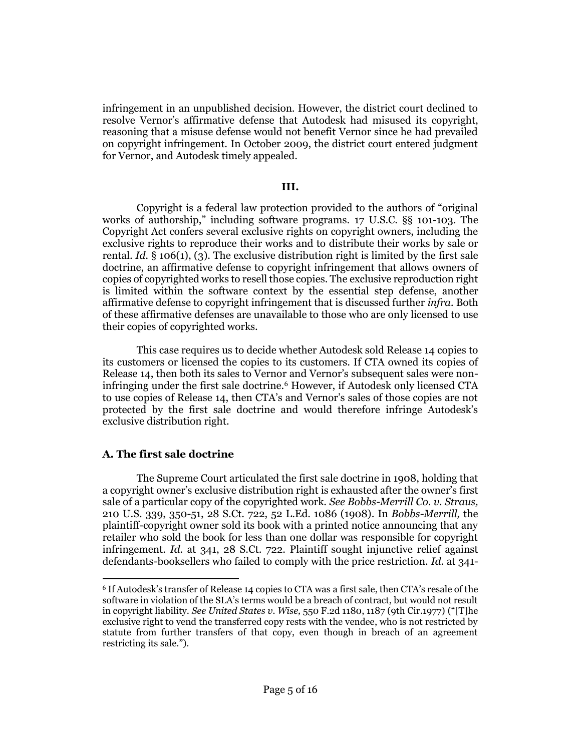infringement in an unpublished decision. However, the district court declined to resolve Vernor's affirmative defense that Autodesk had misused its copyright, reasoning that a misuse defense would not benefit Vernor since he had prevailed on copyright infringement. In October 2009, the district court entered judgment for Vernor, and Autodesk timely appealed.

### III.

Copyright is a federal law protection provided to the authors of "original works of authorship," including software programs. 17 U.S.C. §§ 101-103. The Copyright Act confers several exclusive rights on copyright owners, including the exclusive rights to reproduce their works and to distribute their works by sale or rental. *Id.* § 106(1), (3). The exclusive distribution right is limited by the first sale doctrine, an affirmative defense to copyright infringement that allows owners of copies of copyrighted works to resell those copies. The exclusive reproduction right is limited within the software context by the essential step defense, another affirmative defense to copyright infringement that is discussed further *infra*. Both of these affirmative defenses are unavailable to those who are only licensed to use their copies of copyrighted works.

This case requires us to decide whether Autodesk sold Release 14 copies to its customers or licensed the copies to its customers. If CTA owned its copies of Release 14, then both its sales to Vernor and Vernor's subsequent sales were non-infringing under the first sale doctrine.[6] However, if Autodesk only licensed CTA to use copies of Release 14, then CTA's and Vernor's sales of those copies are not protected by the first sale doctrine and would therefore infringe Autodesk's exclusive distribution right.

### A. The first sale doctrine

The Supreme Court articulated the first sale doctrine in 1908, holding that a copyright owner's exclusive distribution right is exhausted after the owner's first sale of a particular copy of the copyrighted work. *See Bobbs-Merrill Co. v. Straus,* 210 U.S. 339, 350-51, 28 S.Ct. 722, 52 L.Ed. 1086 (1908). In *Bobbs-Merrill,* the plaintiff-copyright owner sold its book with a printed notice announcing that any retailer who sold the book for less than one dollar was responsible for copyright infringement. *Id.* at 341, 28 S.Ct. 722. Plaintiff sought injunctive relief against defendants-booksellers who failed to comply with the price restriction. *Id.* at 341-

---

[6] If Autodesk's transfer of Release 14 copies to CTA was a first sale, then CTA's resale of the software in violation of the SLA's terms would be a breach of contract, but would not result in copyright liability. *See United States v. Wise,* 550 F.2d 1180, 1187 (9th Cir.1977) ("[T]he exclusive right to vend the transferred copy rests with the vendee, who is not restricted by statute from further transfers of that copy, even though in breach of an agreement restricting its sale.").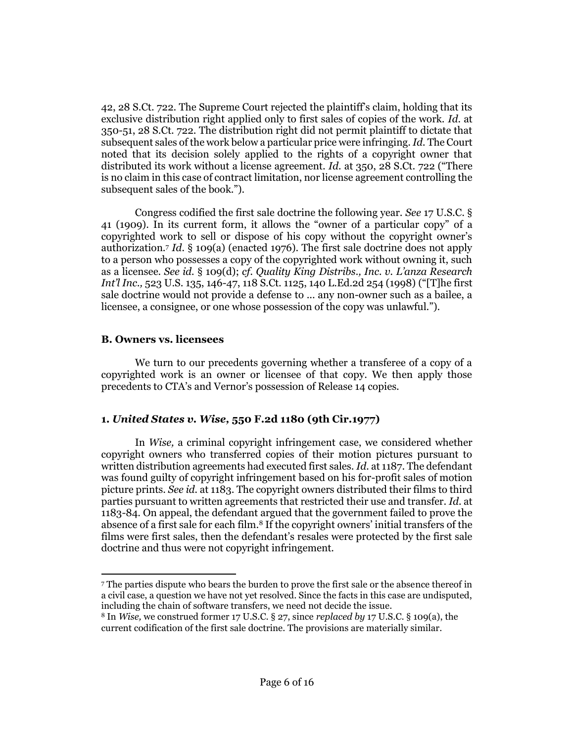42, 28 S.Ct. 722. The Supreme Court rejected the plaintiff's claim, holding that its exclusive distribution right applied only to first sales of copies of the work. *Id.* at 350-51, 28 S.Ct. 722. The distribution right did not permit plaintiff to dictate that subsequent sales of the work below a particular price were infringing. *Id.* The Court noted that its decision solely applied to the rights of a copyright owner that distributed its work without a license agreement. *Id.* at 350, 28 S.Ct. 722 ("There is no claim in this case of contract limitation, nor license agreement controlling the subsequent sales of the book.").

Congress codified the first sale doctrine the following year. *See* 17 U.S.C. § 41 (1909). In its current form, it allows the "owner of a particular copy" of a copyrighted work to sell or dispose of his copy without the copyright owner's authorization.[7] *Id.* § 109(a) (enacted 1976). The first sale doctrine does not apply to a person who possesses a copy of the copyrighted work without owning it, such as a licensee. *See id.* § 109(d); *cf. Quality King Distribs., Inc. v. L'anza Research Int'l Inc.,* 523 U.S. 135, 146-47, 118 S.Ct. 1125, 140 L.Ed.2d 254 (1998) ("[T]he first sale doctrine would not provide a defense to ... any non-owner such as a bailee, a licensee, a consignee, or one whose possession of the copy was unlawful.").

### B. Owners vs. licensees

We turn to our precedents governing whether a transferee of a copy of a copyrighted work is an owner or licensee of that copy. We then apply those precedents to CTA's and Vernor's possession of Release 14 copies.

#### 1. *United States v. Wise,* 550 F.2d 1180 (9th Cir.1977)

In *Wise,* a criminal copyright infringement case, we considered whether copyright owners who transferred copies of their motion pictures pursuant to written distribution agreements had executed first sales. *Id.* at 1187. The defendant was found guilty of copyright infringement based on his for-profit sales of motion picture prints. *See id.* at 1183. The copyright owners distributed their films to third parties pursuant to written agreements that restricted their use and transfer. *Id.* at 1183-84. On appeal, the defendant argued that the government failed to prove the absence of a first sale for each film.[8] If the copyright owners' initial transfers of the films were first sales, then the defendant's resales were protected by the first sale doctrine and thus were not copyright infringement.

---

[7] The parties dispute who bears the burden to prove the first sale or the absence thereof in a civil case, a question we have not yet resolved. Since the facts in this case are undisputed, including the chain of software transfers, we need not decide the issue.

[8] In *Wise,* we construed former 17 U.S.C. § 27, since *replaced by* 17 U.S.C. § 109(a), the current codification of the first sale doctrine. The provisions are materially similar.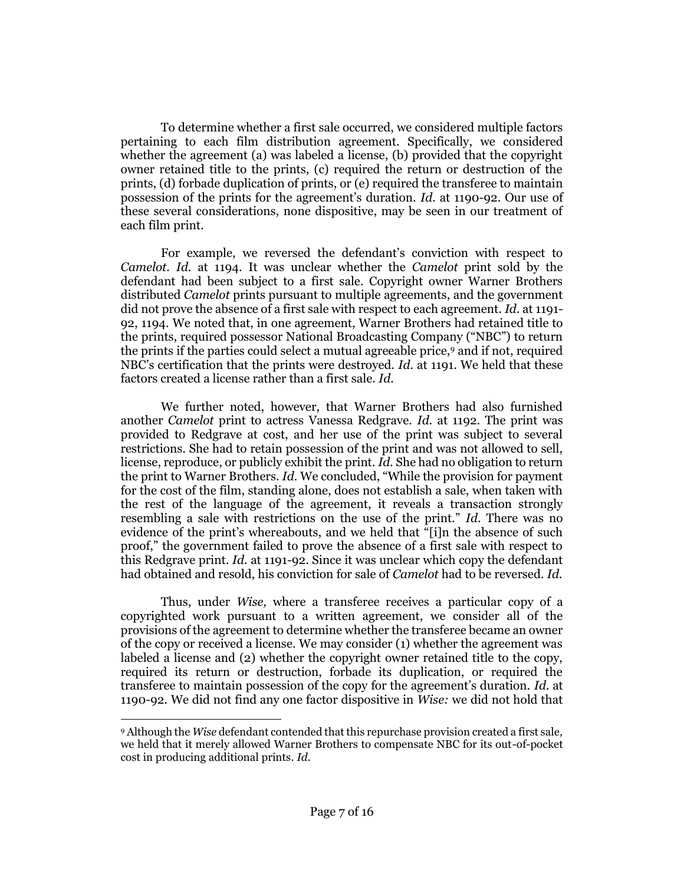To determine whether a first sale occurred, we considered multiple factors pertaining to each film distribution agreement. Specifically, we considered whether the agreement (a) was labeled a license, (b) provided that the copyright owner retained title to the prints, (c) required the return or destruction of the prints, (d) forbade duplication of prints, or (e) required the transferee to maintain possession of the prints for the agreement's duration. *Id.* at 1190-92. Our use of these several considerations, none dispositive, may be seen in our treatment of each film print.

For example, we reversed the defendant's conviction with respect to *Camelot. Id.* at 1194. It was unclear whether the *Camelot* print sold by the defendant had been subject to a first sale. Copyright owner Warner Brothers distributed *Camelot* prints pursuant to multiple agreements, and the government did not prove the absence of a first sale with respect to each agreement. *Id.* at 1191-92, 1194. We noted that, in one agreement, Warner Brothers had retained title to the prints, required possessor National Broadcasting Company ("NBC") to return the prints if the parties could select a mutual agreeable price,[9] and if not, required NBC's certification that the prints were destroyed. *Id.* at 1191. We held that these factors created a license rather than a first sale. *Id.*

We further noted, however, that Warner Brothers had also furnished another *Camelot* print to actress Vanessa Redgrave. *Id.* at 1192. The print was provided to Redgrave at cost, and her use of the print was subject to several restrictions. She had to retain possession of the print and was not allowed to sell, license, reproduce, or publicly exhibit the print. *Id.* She had no obligation to return the print to Warner Brothers. *Id.* We concluded, "While the provision for payment for the cost of the film, standing alone, does not establish a sale, when taken with the rest of the language of the agreement, it reveals a transaction strongly resembling a sale with restrictions on the use of the print." *Id.* There was no evidence of the print's whereabouts, and we held that "[i]n the absence of such proof," the government failed to prove the absence of a first sale with respect to this Redgrave print. *Id.* at 1191-92. Since it was unclear which copy the defendant had obtained and resold, his conviction for sale of *Camelot* had to be reversed. *Id.*

Thus, under *Wise,* where a transferee receives a particular copy of a copyrighted work pursuant to a written agreement, we consider all of the provisions of the agreement to determine whether the transferee became an owner of the copy or received a license. We may consider (1) whether the agreement was labeled a license and (2) whether the copyright owner retained title to the copy, required its return or destruction, forbade its duplication, or required the transferee to maintain possession of the copy for the agreement's duration. *Id.* at 1190-92. We did not find any one factor dispositive in *Wise:* we did not hold that

---

[9] Although the *Wise* defendant contended that this repurchase provision created a first sale, we held that it merely allowed Warner Brothers to compensate NBC for its out-of-pocket cost in producing additional prints. *Id.*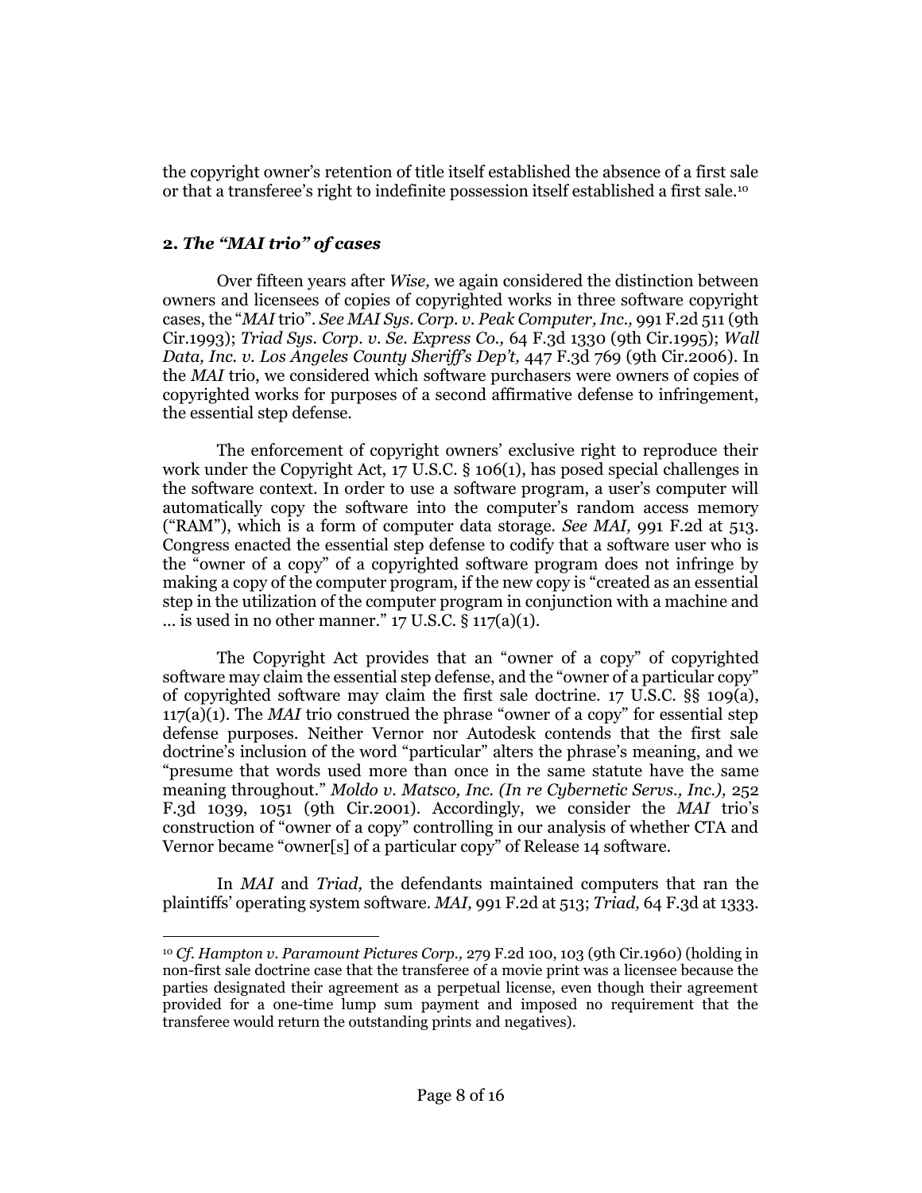the copyright owner's retention of title itself established the absence of a first sale or that a transferee's right to indefinite possession itself established a first sale.[10]

### 2. *The "MAI trio" of cases*

Over fifteen years after *Wise,* we again considered the distinction between owners and licensees of copies of copyrighted works in three software copyright cases, the "*MAI* trio". *See MAI Sys. Corp. v. Peak Computer, Inc.,* 991 F.2d 511 (9th Cir.1993); *Triad Sys. Corp. v. Se. Express Co.,* 64 F.3d 1330 (9th Cir.1995); *Wall Data, Inc. v. Los Angeles County Sheriff's Dep't,* 447 F.3d 769 (9th Cir.2006). In the *MAI* trio, we considered which software purchasers were owners of copies of copyrighted works for purposes of a second affirmative defense to infringement, the essential step defense.

The enforcement of copyright owners' exclusive right to reproduce their work under the Copyright Act, 17 U.S.C. § 106(1), has posed special challenges in the software context. In order to use a software program, a user's computer will automatically copy the software into the computer's random access memory ("RAM"), which is a form of computer data storage. *See MAI,* 991 F.2d at 513. Congress enacted the essential step defense to codify that a software user who is the "owner of a copy" of a copyrighted software program does not infringe by making a copy of the computer program, if the new copy is "created as an essential step in the utilization of the computer program in conjunction with a machine and ... is used in no other manner." 17 U.S.C. § 117(a)(1).

The Copyright Act provides that an "owner of a copy" of copyrighted software may claim the essential step defense, and the "owner of a particular copy" of copyrighted software may claim the first sale doctrine. 17 U.S.C. §§ 109(a), 117(a)(1). The *MAI* trio construed the phrase "owner of a copy" for essential step defense purposes. Neither Vernor nor Autodesk contends that the first sale doctrine's inclusion of the word "particular" alters the phrase's meaning, and we "presume that words used more than once in the same statute have the same meaning throughout." *Moldo v. Matsco, Inc. (In re Cybernetic Servs., Inc.),* 252 F.3d 1039, 1051 (9th Cir.2001). Accordingly, we consider the *MAI* trio's construction of "owner of a copy" controlling in our analysis of whether CTA and Vernor became "owner[s] of a particular copy" of Release 14 software.

In *MAI* and *Triad,* the defendants maintained computers that ran the plaintiffs' operating system software. *MAI,* 991 F.2d at 513; *Triad,* 64 F.3d at 1333.

---

[10] *Cf. Hampton v. Paramount Pictures Corp.,* 279 F.2d 100, 103 (9th Cir.1960) (holding in non-first sale doctrine case that the transferee of a movie print was a licensee because the parties designated their agreement as a perpetual license, even though their agreement provided for a one-time lump sum payment and imposed no requirement that the transferee would return the outstanding prints and negatives).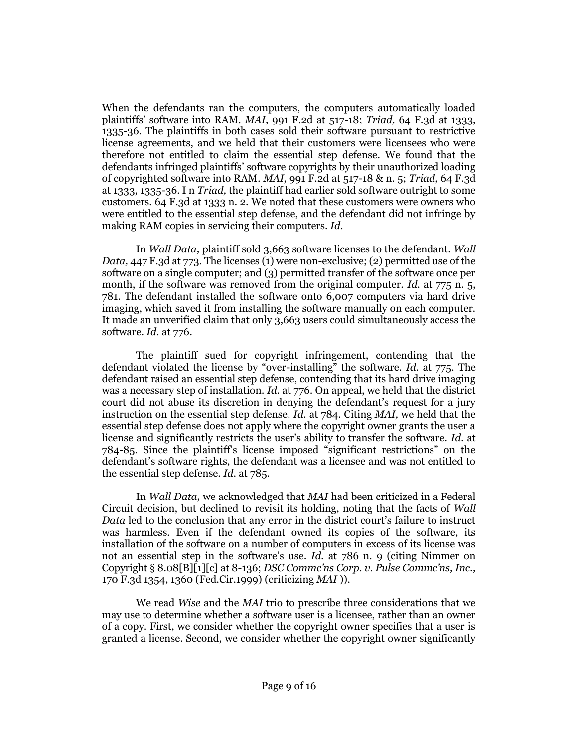When the defendants ran the computers, the computers automatically loaded plaintiffs' software into RAM. *MAI,* 991 F.2d at 517-18; *Triad,* 64 F.3d at 1333, 1335-36. The plaintiffs in both cases sold their software pursuant to restrictive license agreements, and we held that their customers were licensees who were therefore not entitled to claim the essential step defense. We found that the defendants infringed plaintiffs' software copyrights by their unauthorized loading of copyrighted software into RAM. *MAI,* 991 F.2d at 517-18 & n. 5; *Triad,* 64 F.3d at 1333, 1335-36. I n *Triad,* the plaintiff had earlier sold software outright to some customers. 64 F.3d at 1333 n. 2. We noted that these customers were owners who were entitled to the essential step defense, and the defendant did not infringe by making RAM copies in servicing their computers. *Id.*

In *Wall Data,* plaintiff sold 3,663 software licenses to the defendant. *Wall Data,* 447 F.3d at 773. The licenses (1) were non-exclusive; (2) permitted use of the software on a single computer; and (3) permitted transfer of the software once per month, if the software was removed from the original computer. *Id.* at 775 n. 5, 781. The defendant installed the software onto 6,007 computers via hard drive imaging, which saved it from installing the software manually on each computer. It made an unverified claim that only 3,663 users could simultaneously access the software. *Id.* at 776.

The plaintiff sued for copyright infringement, contending that the defendant violated the license by "over-installing" the software. *Id.* at 775. The defendant raised an essential step defense, contending that its hard drive imaging was a necessary step of installation. *Id.* at 776. On appeal, we held that the district court did not abuse its discretion in denying the defendant's request for a jury instruction on the essential step defense. *Id.* at 784. Citing *MAI,* we held that the essential step defense does not apply where the copyright owner grants the user a license and significantly restricts the user's ability to transfer the software. *Id.* at 784-85. Since the plaintiff's license imposed "significant restrictions" on the defendant's software rights, the defendant was a licensee and was not entitled to the essential step defense. *Id.* at 785.

In *Wall Data,* we acknowledged that *MAI* had been criticized in a Federal Circuit decision, but declined to revisit its holding, noting that the facts of *Wall Data* led to the conclusion that any error in the district court's failure to instruct was harmless. Even if the defendant owned its copies of the software, its installation of the software on a number of computers in excess of its license was not an essential step in the software's use. *Id.* at 786 n. 9 (citing Nimmer on Copyright § 8.08[B][1][c] at 8-136; *DSC Commc'ns Corp. v. Pulse Commc'ns, Inc.,* 170 F.3d 1354, 1360 (Fed.Cir.1999) (criticizing *MAI* )).

We read *Wise* and the *MAI* trio to prescribe three considerations that we may use to determine whether a software user is a licensee, rather than an owner of a copy. First, we consider whether the copyright owner specifies that a user is granted a license. Second, we consider whether the copyright owner significantly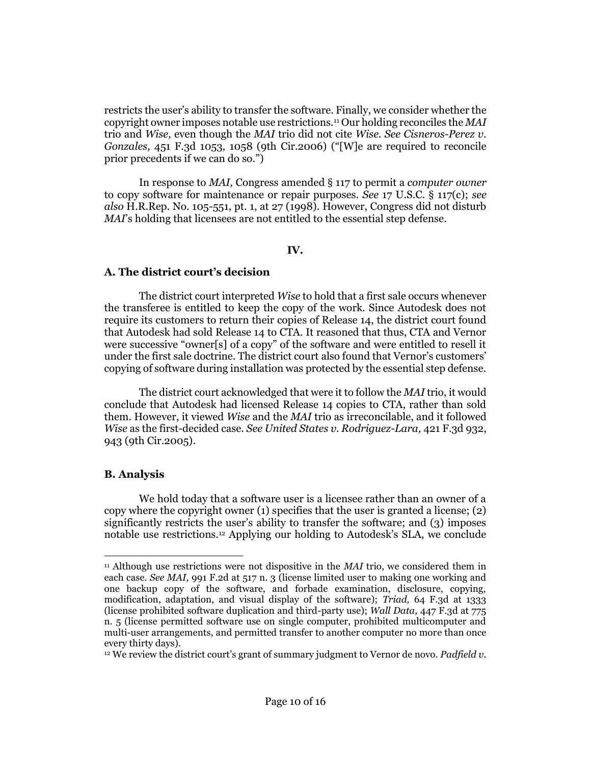restricts the user's ability to transfer the software. Finally, we consider whether the copyright owner imposes notable use restrictions.[11] Our holding reconciles the *MAI* trio and *Wise,* even though the *MAI* trio did not cite *Wise*. *See Cisneros-Perez v. Gonzales,* 451 F.3d 1053, 1058 (9th Cir.2006) ("[W]e are required to reconcile prior precedents if we can do so.")

In response to *MAI,* Congress amended § 117 to permit a *computer owner* to copy software for maintenance or repair purposes. *See* 17 U.S.C. § 117(c); *see also* H.R.Rep. No. 105-551, pt. 1, at 27 (1998). However, Congress did not disturb *MAI*'s holding that licensees are not entitled to the essential step defense.

## IV.

### A. The district court's decision

The district court interpreted *Wise* to hold that a first sale occurs whenever the transferee is entitled to keep the copy of the work. Since Autodesk does not require its customers to return their copies of Release 14, the district court found that Autodesk had sold Release 14 to CTA. It reasoned that thus, CTA and Vernor were successive "owner[s] of a copy" of the software and were entitled to resell it under the first sale doctrine. The district court also found that Vernor's customers' copying of software during installation was protected by the essential step defense.

The district court acknowledged that were it to follow the *MAI* trio, it would conclude that Autodesk had licensed Release 14 copies to CTA, rather than sold them. However, it viewed *Wise* and the *MAI* trio as irreconcilable, and it followed *Wise* as the first-decided case. *See United States v. Rodriguez-Lara,* 421 F.3d 932, 943 (9th Cir.2005).

### B. Analysis

We hold today that a software user is a licensee rather than an owner of a copy where the copyright owner (1) specifies that the user is granted a license; (2) significantly restricts the user's ability to transfer the software; and (3) imposes notable use restrictions.[12] Applying our holding to Autodesk's SLA, we conclude

---

[11] Although use restrictions were not dispositive in the *MAI* trio, we considered them in each case. *See MAI,* 991 F.2d at 517 n. 3 (license limited user to making one working and one backup copy of the software, and forbade examination, disclosure, copying, modification, adaptation, and visual display of the software); *Triad,* 64 F.3d at 1333 (license prohibited software duplication and third-party use); *Wall Data,* 447 F.3d at 775 n. 5 (license permitted software use on single computer, prohibited multicomputer and multi-user arrangements, and permitted transfer to another computer no more than once every thirty days).

[12] We review the district court's grant of summary judgment to Vernor de novo. *Padfield v.*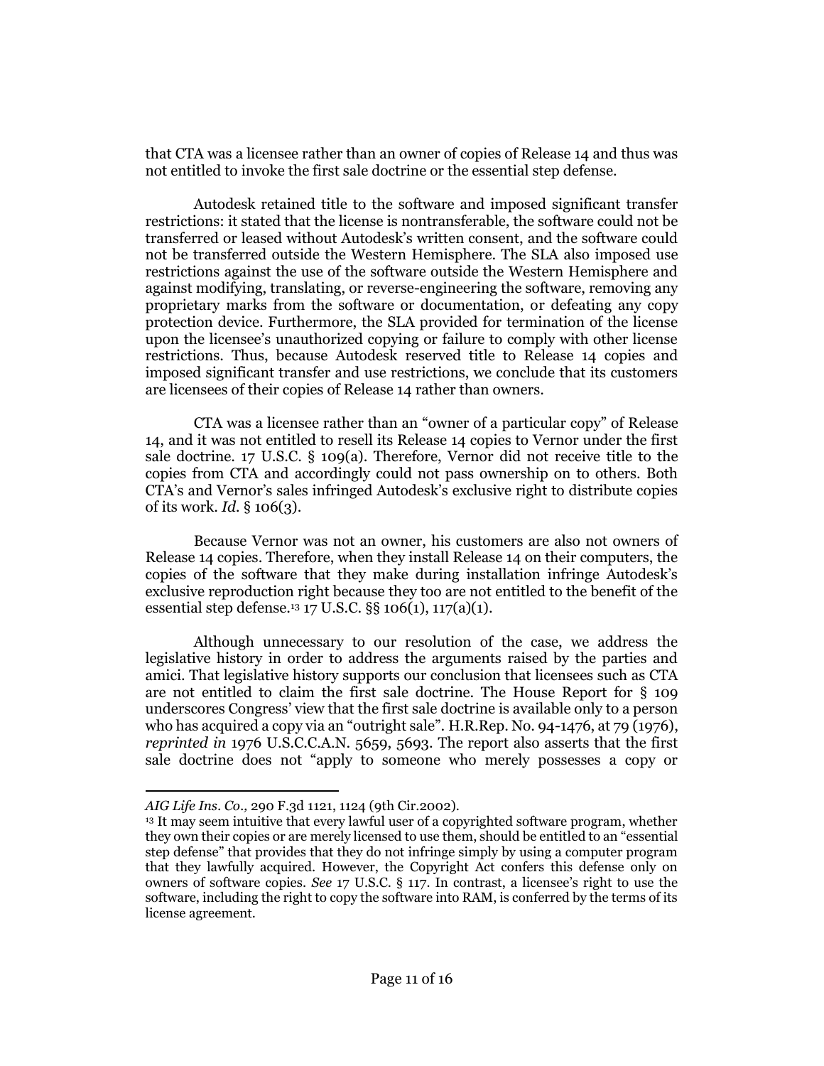that CTA was a licensee rather than an owner of copies of Release 14 and thus was not entitled to invoke the first sale doctrine or the essential step defense.

Autodesk retained title to the software and imposed significant transfer restrictions: it stated that the license is nontransferable, the software could not be transferred or leased without Autodesk's written consent, and the software could not be transferred outside the Western Hemisphere. The SLA also imposed use restrictions against the use of the software outside the Western Hemisphere and against modifying, translating, or reverse-engineering the software, removing any proprietary marks from the software or documentation, or defeating any copy protection device. Furthermore, the SLA provided for termination of the license upon the licensee's unauthorized copying or failure to comply with other license restrictions. Thus, because Autodesk reserved title to Release 14 copies and imposed significant transfer and use restrictions, we conclude that its customers are licensees of their copies of Release 14 rather than owners.

CTA was a licensee rather than an "owner of a particular copy" of Release 14, and it was not entitled to resell its Release 14 copies to Vernor under the first sale doctrine. 17 U.S.C. § 109(a). Therefore, Vernor did not receive title to the copies from CTA and accordingly could not pass ownership on to others. Both CTA's and Vernor's sales infringed Autodesk's exclusive right to distribute copies of its work. *Id.* § 106(3).

Because Vernor was not an owner, his customers are also not owners of Release 14 copies. Therefore, when they install Release 14 on their computers, the copies of the software that they make during installation infringe Autodesk's exclusive reproduction right because they too are not entitled to the benefit of the essential step defense.[13] 17 U.S.C. §§ 106(1), 117(a)(1).

Although unnecessary to our resolution of the case, we address the legislative history in order to address the arguments raised by the parties and amici. That legislative history supports our conclusion that licensees such as CTA are not entitled to claim the first sale doctrine. The House Report for § 109 underscores Congress' view that the first sale doctrine is available only to a person who has acquired a copy via an "outright sale". H.R.Rep. No. 94-1476, at 79 (1976), *reprinted in* 1976 U.S.C.C.A.N. 5659, 5693. The report also asserts that the first sale doctrine does not "apply to someone who merely possesses a copy or

---

*AIG Life Ins. Co.,* 290 F.3d 1121, 1124 (9th Cir.2002).

[13] It may seem intuitive that every lawful user of a copyrighted software program, whether they own their copies or are merely licensed to use them, should be entitled to an "essential step defense" that provides that they do not infringe simply by using a computer program that they lawfully acquired. However, the Copyright Act confers this defense only on owners of software copies. *See* 17 U.S.C. § 117. In contrast, a licensee's right to use the software, including the right to copy the software into RAM, is conferred by the terms of its license agreement.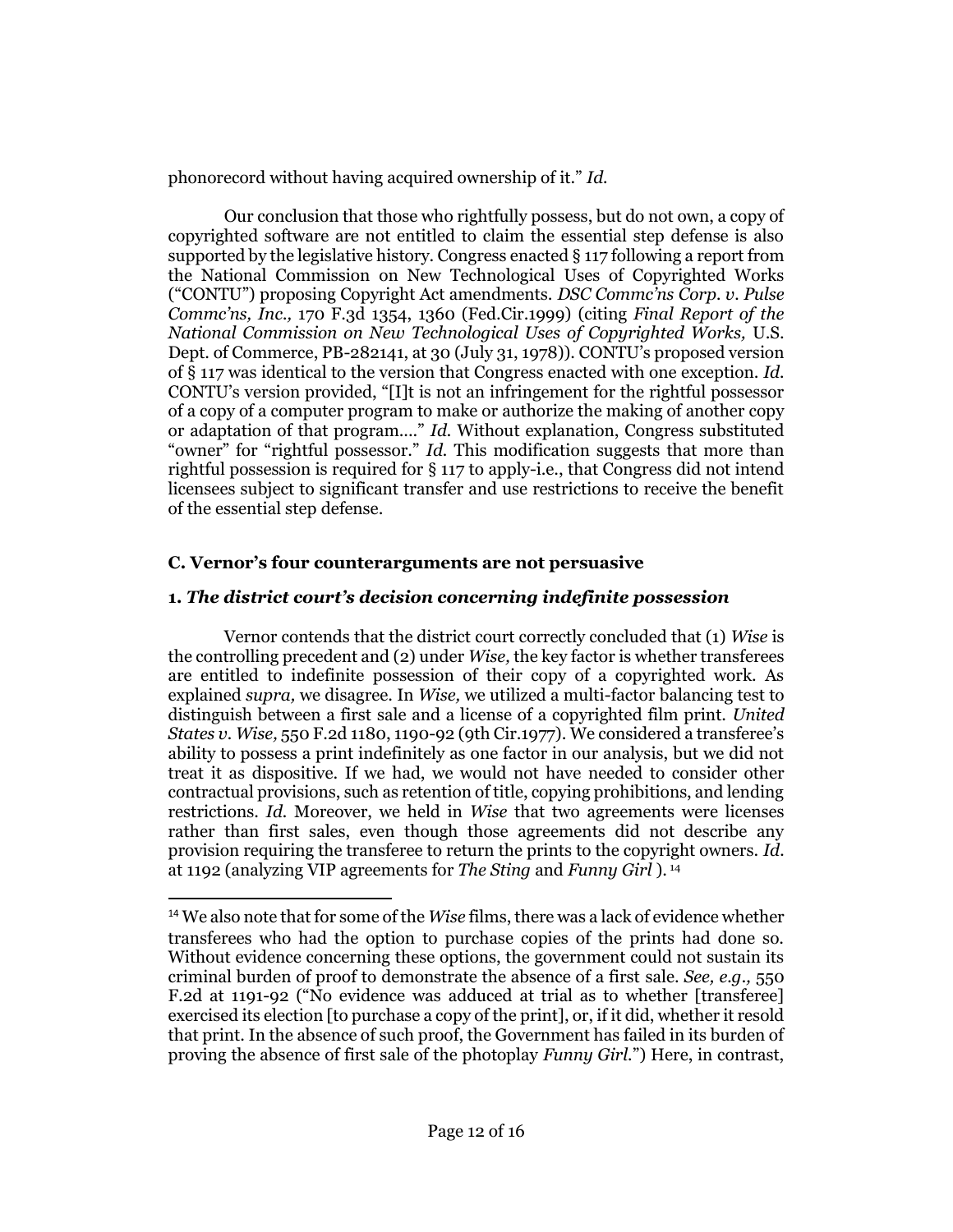phonorecord without having acquired ownership of it." *Id.*

Our conclusion that those who rightfully possess, but do not own, a copy of copyrighted software are not entitled to claim the essential step defense is also supported by the legislative history. Congress enacted § 117 following a report from the National Commission on New Technological Uses of Copyrighted Works ("CONTU") proposing Copyright Act amendments. *DSC Commc'ns Corp. v. Pulse Commc'ns, Inc.,* 170 F.3d 1354, 1360 (Fed.Cir.1999) (citing *Final Report of the National Commission on New Technological Uses of Copyrighted Works,* U.S. Dept. of Commerce, PB-282141, at 30 (July 31, 1978)). CONTU's proposed version of § 117 was identical to the version that Congress enacted with one exception. *Id.* CONTU's version provided, "[I]t is not an infringement for the rightful possessor of a copy of a computer program to make or authorize the making of another copy or adaptation of that program...." *Id.* Without explanation, Congress substituted "owner" for "rightful possessor." *Id.* This modification suggests that more than rightful possession is required for § 117 to apply-i.e., that Congress did not intend licensees subject to significant transfer and use restrictions to receive the benefit of the essential step defense.

## C. Vernor's four counterarguments are not persuasive

### 1. *The district court's decision concerning indefinite possession*

Vernor contends that the district court correctly concluded that (1) *Wise* is the controlling precedent and (2) under *Wise,* the key factor is whether transferees are entitled to indefinite possession of their copy of a copyrighted work. As explained *supra,* we disagree. In *Wise,* we utilized a multi-factor balancing test to distinguish between a first sale and a license of a copyrighted film print. *United States v. Wise,* 550 F.2d 1180, 1190-92 (9th Cir.1977). We considered a transferee's ability to possess a print indefinitely as one factor in our analysis, but we did not treat it as dispositive. If we had, we would not have needed to consider other contractual provisions, such as retention of title, copying prohibitions, and lending restrictions. *Id.* Moreover, we held in *Wise* that two agreements were licenses rather than first sales, even though those agreements did not describe any provision requiring the transferee to return the prints to the copyright owners. *Id.* at 1192 (analyzing VIP agreements for *The Sting* and *Funny Girl* ).[14]

---

[14] We also note that for some of the *Wise* films, there was a lack of evidence whether transferees who had the option to purchase copies of the prints had done so. Without evidence concerning these options, the government could not sustain its criminal burden of proof to demonstrate the absence of a first sale. *See, e.g.,* 550 F.2d at 1191-92 ("No evidence was adduced at trial as to whether [transferee] exercised its election [to purchase a copy of the print], or, if it did, whether it resold that print. In the absence of such proof, the Government has failed in its burden of proving the absence of first sale of the photoplay *Funny Girl.*") Here, in contrast,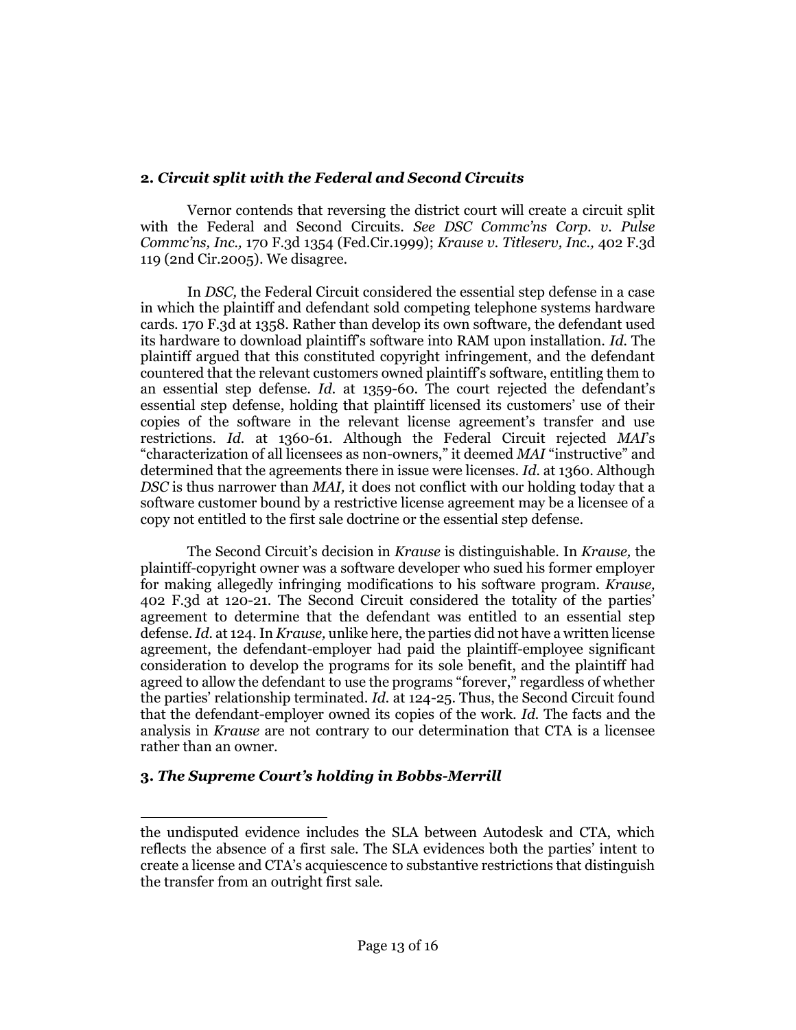### 2. *Circuit split with the Federal and Second Circuits*

Vernor contends that reversing the district court will create a circuit split with the Federal and Second Circuits. *See DSC Commc'ns Corp. v. Pulse Commc'ns, Inc.,* 170 F.3d 1354 (Fed.Cir.1999); *Krause v. Titleserv, Inc.,* 402 F.3d 119 (2nd Cir.2005). We disagree.

In *DSC,* the Federal Circuit considered the essential step defense in a case in which the plaintiff and defendant sold competing telephone systems hardware cards. 170 F.3d at 1358. Rather than develop its own software, the defendant used its hardware to download plaintiff's software into RAM upon installation. *Id.* The plaintiff argued that this constituted copyright infringement, and the defendant countered that the relevant customers owned plaintiff's software, entitling them to an essential step defense. *Id.* at 1359-60. The court rejected the defendant's essential step defense, holding that plaintiff licensed its customers' use of their copies of the software in the relevant license agreement's transfer and use restrictions. *Id.* at 1360-61. Although the Federal Circuit rejected *MAI*'s "characterization of all licensees as non-owners," it deemed *MAI* "instructive" and determined that the agreements there in issue were licenses. *Id.* at 1360. Although *DSC* is thus narrower than *MAI,* it does not conflict with our holding today that a software customer bound by a restrictive license agreement may be a licensee of a copy not entitled to the first sale doctrine or the essential step defense.

The Second Circuit's decision in *Krause* is distinguishable. In *Krause,* the plaintiff-copyright owner was a software developer who sued his former employer for making allegedly infringing modifications to his software program. *Krause,* 402 F.3d at 120-21. The Second Circuit considered the totality of the parties' agreement to determine that the defendant was entitled to an essential step defense. *Id.* at 124. In *Krause,* unlike here, the parties did not have a written license agreement, the defendant-employer had paid the plaintiff-employee significant consideration to develop the programs for its sole benefit, and the plaintiff had agreed to allow the defendant to use the programs "forever," regardless of whether the parties' relationship terminated. *Id.* at 124-25. Thus, the Second Circuit found that the defendant-employer owned its copies of the work. *Id.* The facts and the analysis in *Krause* are not contrary to our determination that CTA is a licensee rather than an owner.

### 3. *The Supreme Court's holding in Bobbs-Merrill*

---

the undisputed evidence includes the SLA between Autodesk and CTA, which reflects the absence of a first sale. The SLA evidences both the parties' intent to create a license and CTA's acquiescence to substantive restrictions that distinguish the transfer from an outright first sale.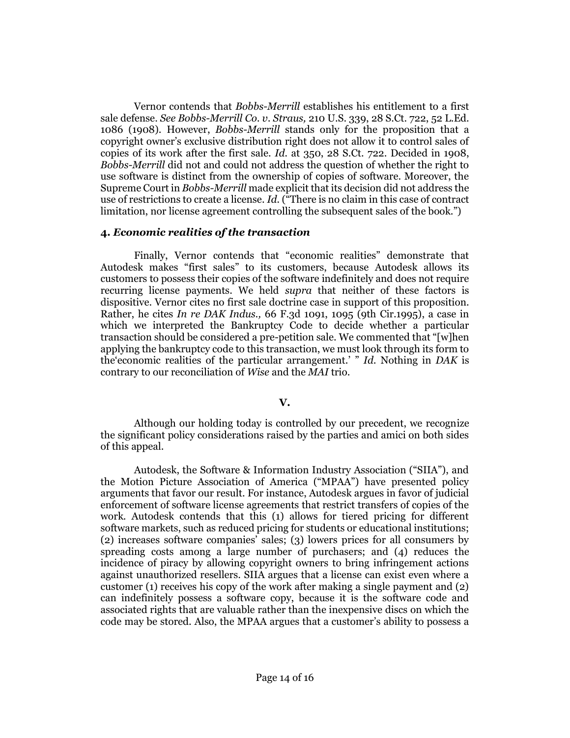Vernor contends that *Bobbs-Merrill* establishes his entitlement to a first sale defense. *See Bobbs-Merrill Co. v. Straus,* 210 U.S. 339, 28 S.Ct. 722, 52 L.Ed. 1086 (1908). However, *Bobbs-Merrill* stands only for the proposition that a copyright owner's exclusive distribution right does not allow it to control sales of copies of its work after the first sale. *Id.* at 350, 28 S.Ct. 722. Decided in 1908, *Bobbs-Merrill* did not and could not address the question of whether the right to use software is distinct from the ownership of copies of software. Moreover, the Supreme Court in *Bobbs-Merrill* made explicit that its decision did not address the use of restrictions to create a license. *Id.* ("There is no claim in this case of contract limitation, nor license agreement controlling the subsequent sales of the book.")

### 4. *Economic realities of the transaction*

Finally, Vernor contends that "economic realities" demonstrate that Autodesk makes "first sales" to its customers, because Autodesk allows its customers to possess their copies of the software indefinitely and does not require recurring license payments. We held *supra* that neither of these factors is dispositive. Vernor cites no first sale doctrine case in support of this proposition. Rather, he cites *In re DAK Indus.,* 66 F.3d 1091, 1095 (9th Cir.1995), a case in which we interpreted the Bankruptcy Code to decide whether a particular transaction should be considered a pre-petition sale. We commented that "[w]hen applying the bankruptcy code to this transaction, we must look through its form to the'economic realities of the particular arrangement.' " *Id.* Nothing in *DAK* is contrary to our reconciliation of *Wise* and the *MAI* trio.

## V.

Although our holding today is controlled by our precedent, we recognize the significant policy considerations raised by the parties and amici on both sides of this appeal.

Autodesk, the Software & Information Industry Association ("SIIA"), and the Motion Picture Association of America ("MPAA") have presented policy arguments that favor our result. For instance, Autodesk argues in favor of judicial enforcement of software license agreements that restrict transfers of copies of the work. Autodesk contends that this (1) allows for tiered pricing for different software markets, such as reduced pricing for students or educational institutions; (2) increases software companies' sales; (3) lowers prices for all consumers by spreading costs among a large number of purchasers; and (4) reduces the incidence of piracy by allowing copyright owners to bring infringement actions against unauthorized resellers. SIIA argues that a license can exist even where a customer (1) receives his copy of the work after making a single payment and (2) can indefinitely possess a software copy, because it is the software code and associated rights that are valuable rather than the inexpensive discs on which the code may be stored. Also, the MPAA argues that a customer's ability to possess a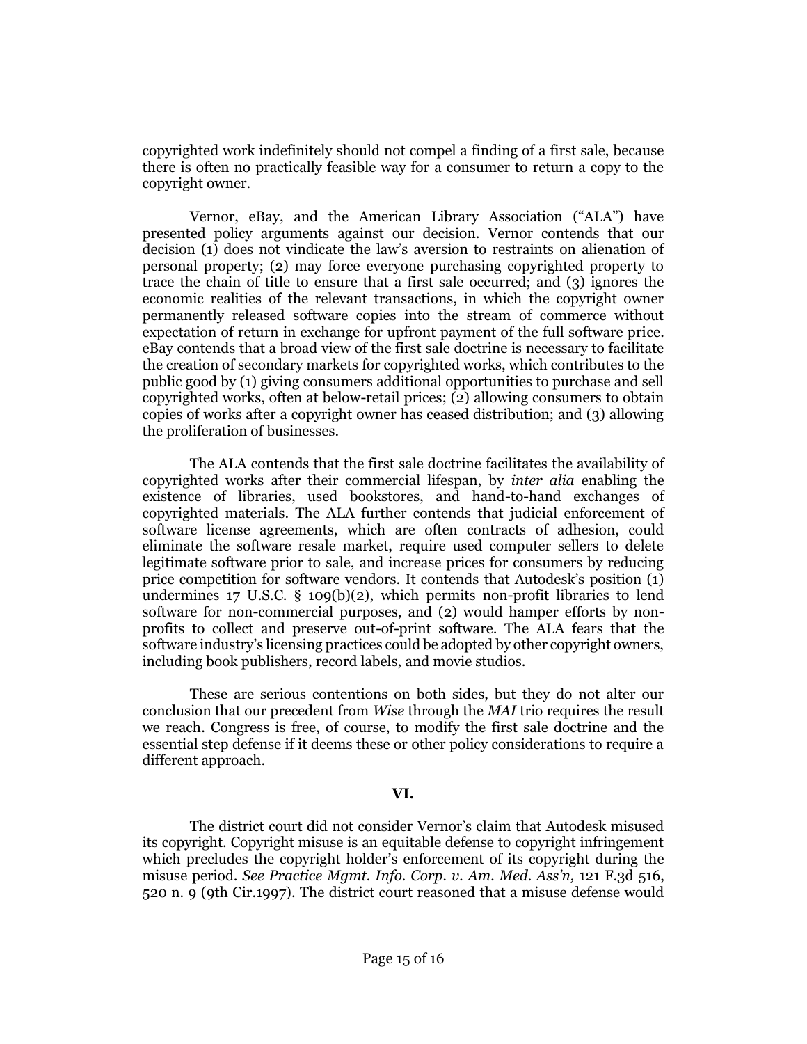copyrighted work indefinitely should not compel a finding of a first sale, because there is often no practically feasible way for a consumer to return a copy to the copyright owner.

Vernor, eBay, and the American Library Association ("ALA") have presented policy arguments against our decision. Vernor contends that our decision (1) does not vindicate the law's aversion to restraints on alienation of personal property; (2) may force everyone purchasing copyrighted property to trace the chain of title to ensure that a first sale occurred; and (3) ignores the economic realities of the relevant transactions, in which the copyright owner permanently released software copies into the stream of commerce without expectation of return in exchange for upfront payment of the full software price. eBay contends that a broad view of the first sale doctrine is necessary to facilitate the creation of secondary markets for copyrighted works, which contributes to the public good by (1) giving consumers additional opportunities to purchase and sell copyrighted works, often at below-retail prices; (2) allowing consumers to obtain copies of works after a copyright owner has ceased distribution; and (3) allowing the proliferation of businesses.

The ALA contends that the first sale doctrine facilitates the availability of copyrighted works after their commercial lifespan, by *inter alia* enabling the existence of libraries, used bookstores, and hand-to-hand exchanges of copyrighted materials. The ALA further contends that judicial enforcement of software license agreements, which are often contracts of adhesion, could eliminate the software resale market, require used computer sellers to delete legitimate software prior to sale, and increase prices for consumers by reducing price competition for software vendors. It contends that Autodesk's position (1) undermines 17 U.S.C. § 109(b)(2), which permits non-profit libraries to lend software for non-commercial purposes, and (2) would hamper efforts by non-profits to collect and preserve out-of-print software. The ALA fears that the software industry's licensing practices could be adopted by other copyright owners, including book publishers, record labels, and movie studios.

These are serious contentions on both sides, but they do not alter our conclusion that our precedent from *Wise* through the *MAI* trio requires the result we reach. Congress is free, of course, to modify the first sale doctrine and the essential step defense if it deems these or other policy considerations to require a different approach.

## VI.

The district court did not consider Vernor's claim that Autodesk misused its copyright. Copyright misuse is an equitable defense to copyright infringement which precludes the copyright holder's enforcement of its copyright during the misuse period. *See Practice Mgmt. Info. Corp. v. Am. Med. Ass'n,* 121 F.3d 516, 520 n. 9 (9th Cir.1997). The district court reasoned that a misuse defense would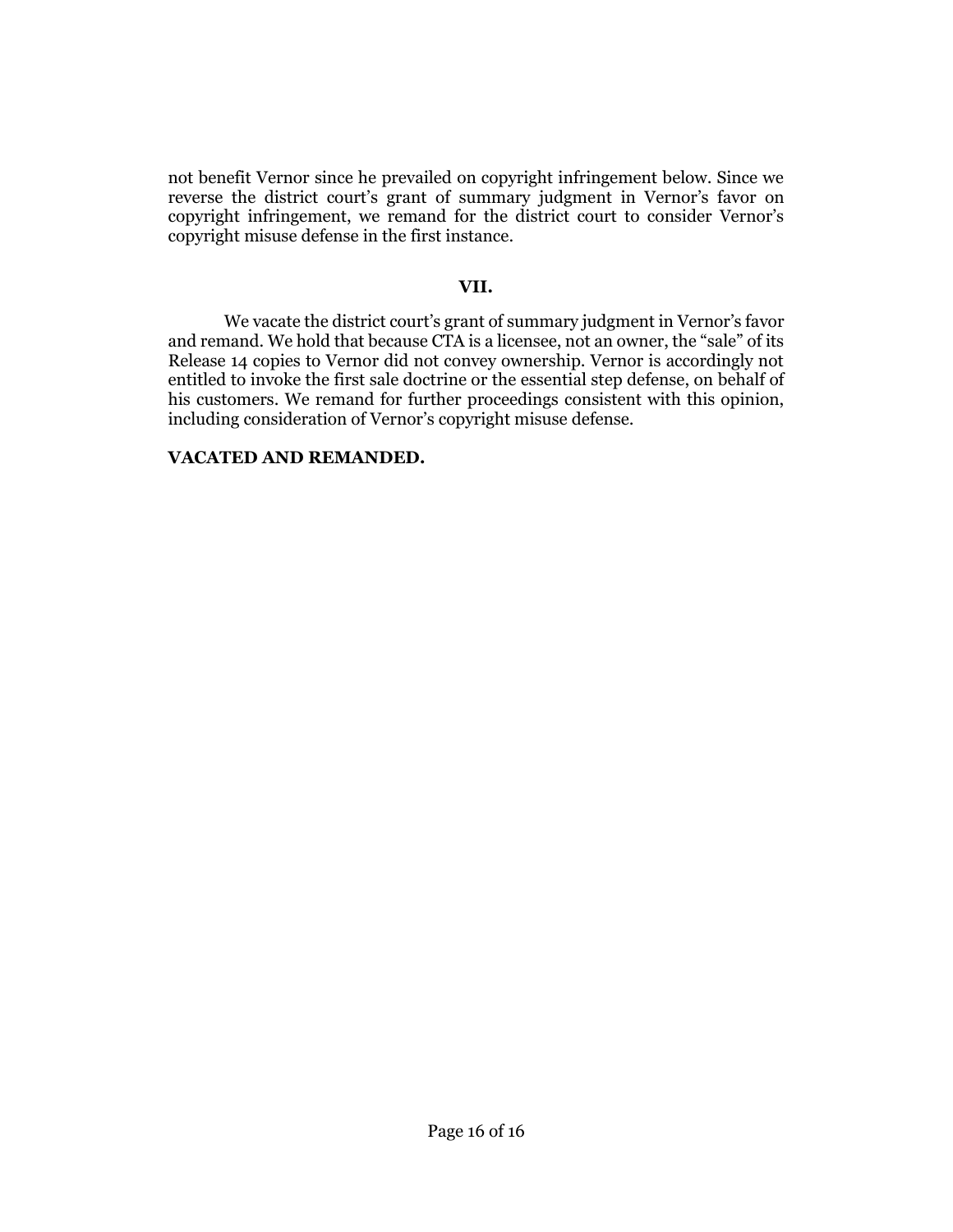not benefit Vernor since he prevailed on copyright infringement below. Since we reverse the district court's grant of summary judgment in Vernor's favor on copyright infringement, we remand for the district court to consider Vernor's copyright misuse defense in the first instance.

## VII.

We vacate the district court's grant of summary judgment in Vernor's favor and remand. We hold that because CTA is a licensee, not an owner, the "sale" of its Release 14 copies to Vernor did not convey ownership. Vernor is accordingly not entitled to invoke the first sale doctrine or the essential step defense, on behalf of his customers. We remand for further proceedings consistent with this opinion, including consideration of Vernor's copyright misuse defense.

**VACATED AND REMANDED.**